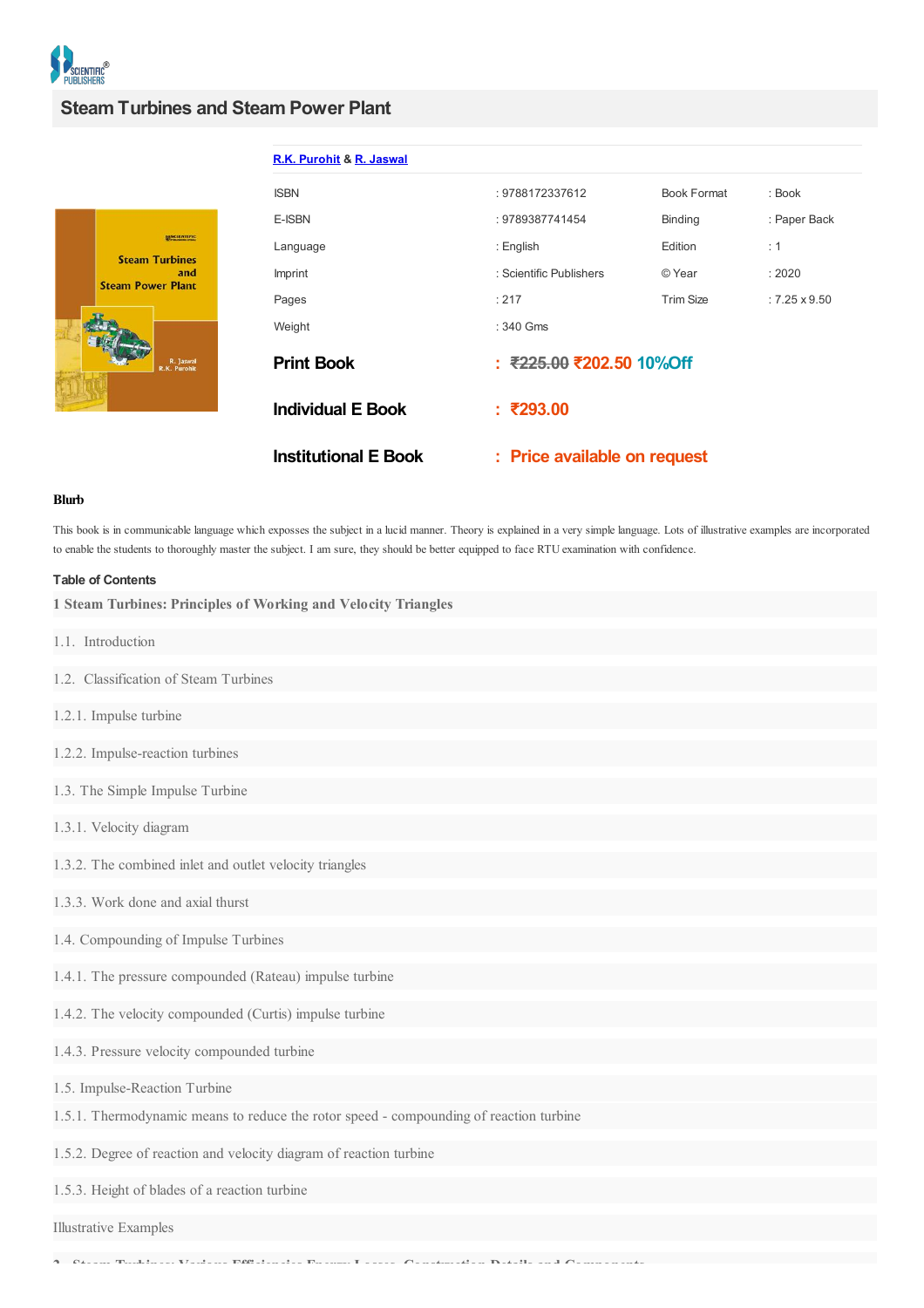# Steam Turbines and Steam Power Plant

R.K. Purohit & R. Jaswal

| | | | |
|---|---|---|---|
| ISBN | : 9788172337612 | Book Format | : Book |
| E-ISBN | : 9789387741454 | Binding | : Paper Back |
| Language | : English | Edition | : 1 |
| Imprint | : Scientific Publishers | © Year | : 2020 |
| Pages | : 217 | Trim Size | : 7.25 x 9.50 |
| Weight | : 340 Gms | | |

**Print Book** : ~~₹225.00~~ ₹202.50 10%Off

**Individual E Book** : ₹293.00

**Institutional E Book** : Price available on request

**Blurb**

This book is in communicable language which exposses the subject in a lucid manner. Theory is explained in a very simple language. Lots of illustrative examples are incorporated to enable the students to thoroughly master the subject. I am sure, they should be better equipped to face RTU examination with confidence.

**Table of Contents**

**1 Steam Turbines: Principles of Working and Velocity Triangles**

1.1. Introduction

1.2. Classification of Steam Turbines

1.2.1. Impulse turbine

1.2.2. Impulse-reaction turbines

1.3. The Simple Impulse Turbine

1.3.1. Velocity diagram

1.3.2. The combined inlet and outlet velocity triangles

1.3.3. Work done and axial thrust

1.4. Compounding of Impulse Turbines

1.4.1. The pressure compounded (Rateau) impulse turbine

1.4.2. The velocity compounded (Curtis) impulse turbine

1.4.3. Pressure velocity compounded turbine

1.5. Impulse-Reaction Turbine

1.5.1. Thermodynamic means to reduce the rotor speed - compounding of reaction turbine

1.5.2. Degree of reaction and velocity diagram of reaction turbine

1.5.3. Height of blades of a reaction turbine

Illustrative Examples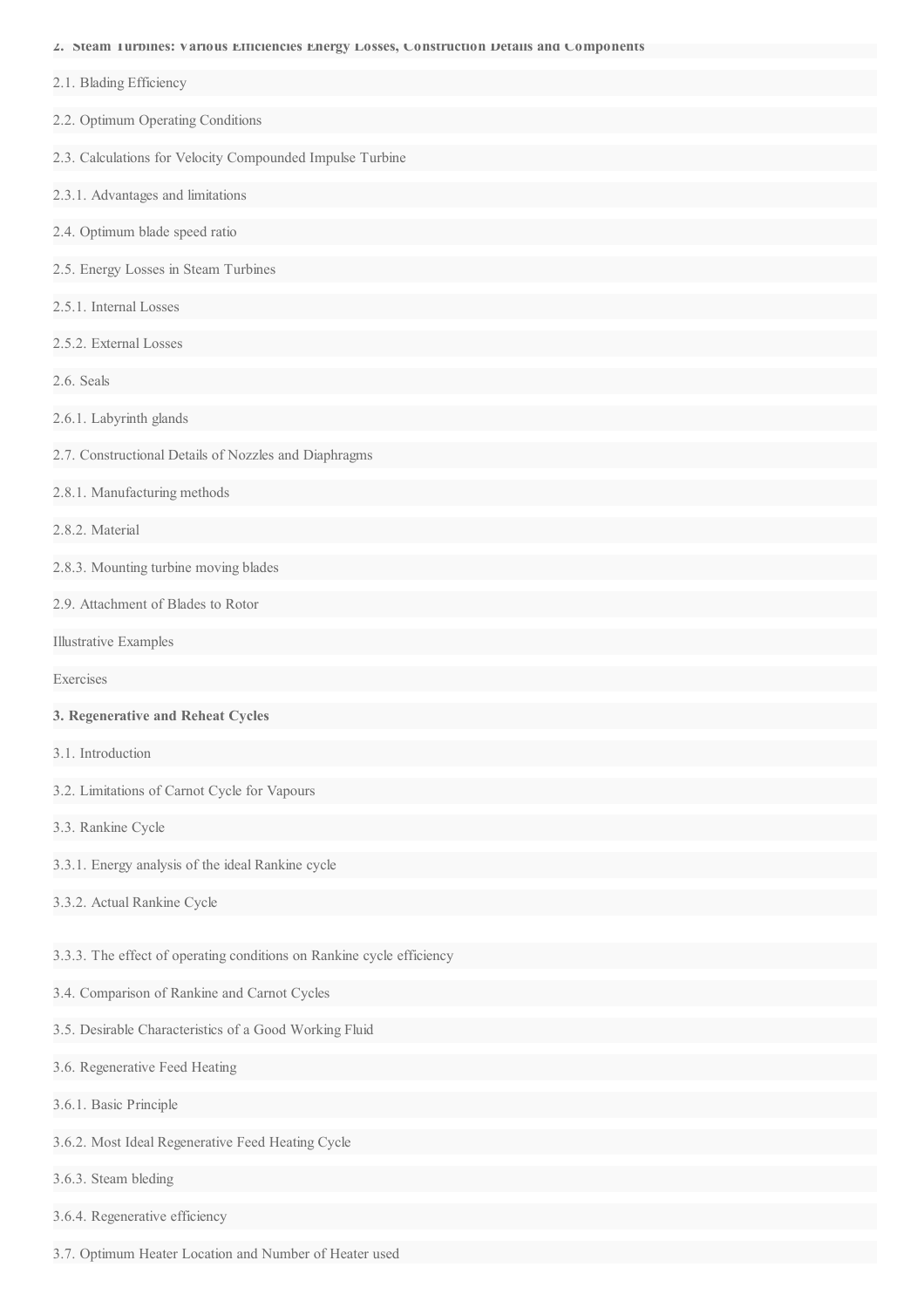**2. Steam Turbines: Various Efficiencies Energy Losses, Construction Details and Components**

2.1. Blading Efficiency

2.2. Optimum Operating Conditions

2.3. Calculations for Velocity Compounded Impulse Turbine

2.3.1. Advantages and limitations

2.4. Optimum blade speed ratio

2.5. Energy Losses in Steam Turbines

2.5.1. Internal Losses

2.5.2. External Losses

2.6. Seals

2.6.1. Labyrinth glands

2.7. Constructional Details of Nozzles and Diaphragms

2.8.1. Manufacturing methods

2.8.2. Material

2.8.3. Mounting turbine moving blades

2.9. Attachment of Blades to Rotor

Illustrative Examples

Exercises

**3. Regenerative and Reheat Cycles**

3.1. Introduction

3.2. Limitations of Carnot Cycle for Vapours

3.3. Rankine Cycle

3.3.1. Energy analysis of the ideal Rankine cycle

3.3.2. Actual Rankine Cycle

3.3.3. The effect of operating conditions on Rankine cycle efficiency

3.4. Comparison of Rankine and Carnot Cycles

3.5. Desirable Characteristics of a Good Working Fluid

3.6. Regenerative Feed Heating

3.6.1. Basic Principle

3.6.2. Most Ideal Regenerative Feed Heating Cycle

3.6.3. Steam bleding

3.6.4. Regenerative efficiency

3.7. Optimum Heater Location and Number of Heater used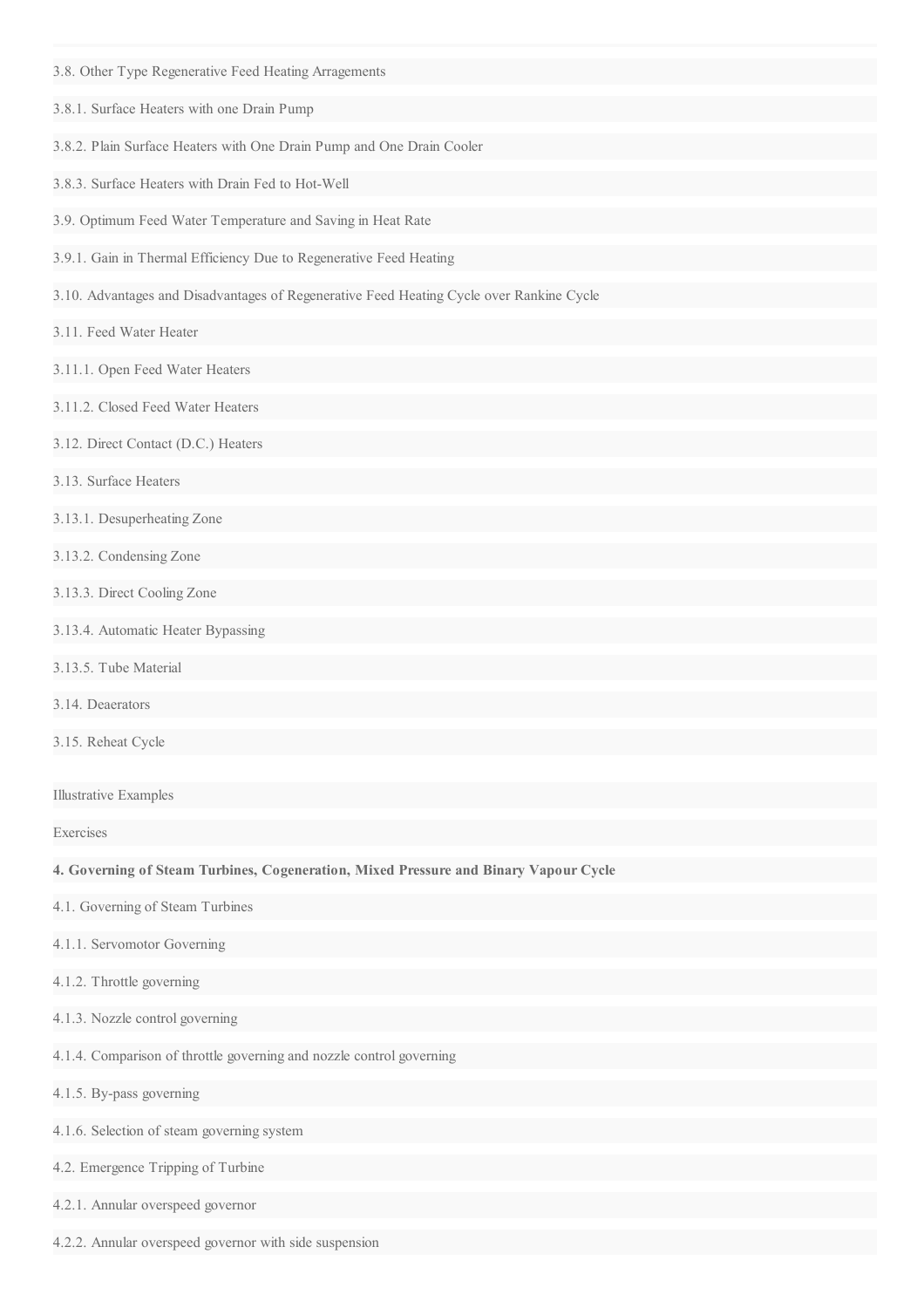3.8. Other Type Regenerative Feed Heating Arragements

3.8.1. Surface Heaters with one Drain Pump

3.8.2. Plain Surface Heaters with One Drain Pump and One Drain Cooler

3.8.3. Surface Heaters with Drain Fed to Hot-Well

3.9. Optimum Feed Water Temperature and Saving in Heat Rate

3.9.1. Gain in Thermal Efficiency Due to Regenerative Feed Heating

3.10. Advantages and Disadvantages of Regenerative Feed Heating Cycle over Rankine Cycle

3.11. Feed Water Heater

3.11.1. Open Feed Water Heaters

3.11.2. Closed Feed Water Heaters

3.12. Direct Contact (D.C.) Heaters

3.13. Surface Heaters

3.13.1. Desuperheating Zone

3.13.2. Condensing Zone

3.13.3. Direct Cooling Zone

3.13.4. Automatic Heater Bypassing

3.13.5. Tube Material

3.14. Deaerators

3.15. Reheat Cycle

Illustrative Examples

Exercises

**4. Governing of Steam Turbines, Cogeneration, Mixed Pressure and Binary Vapour Cycle**

4.1. Governing of Steam Turbines

4.1.1. Servomotor Governing

4.1.2. Throttle governing

4.1.3. Nozzle control governing

4.1.4. Comparison of throttle governing and nozzle control governing

4.1.5. By-pass governing

4.1.6. Selection of steam governing system

4.2. Emergence Tripping of Turbine

4.2.1. Annular overspeed governor

4.2.2. Annular overspeed governor with side suspension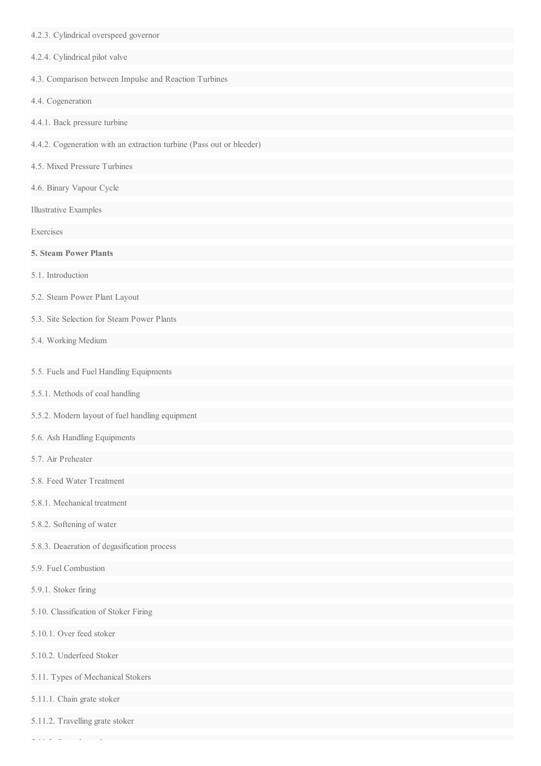4.2.3. Cylindrical overspeed governor

4.2.4. Cylindrical pilot valve

4.3. Comparison between Impulse and Reaction Turbines

4.4. Cogeneration

4.4.1. Back pressure turbine

4.4.2. Cogeneration with an extraction turbine (Pass out or bleeder)

4.5. Mixed Pressure Turbines

4.6. Binary Vapour Cycle

Illustrative Examples

Exercises

**5. Steam Power Plants**

5.1. Introduction

5.2. Steam Power Plant Layout

5.3. Site Selection for Steam Power Plants

5.4. Working Medium

5.5. Fuels and Fuel Handling Equipments

5.5.1. Methods of coal handling

5.5.2. Modern layout of fuel handling equipment

5.6. Ash Handling Equipments

5.7. Air Preheater

5.8. Feed Water Treatment

5.8.1. Mechanical treatment

5.8.2. Softening of water

5.8.3. Deaeration of degasification process

5.9. Fuel Combustion

5.9.1. Stoker firing

5.10. Classification of Stoker Firing

5.10.1. Over feed stoker

5.10.2. Underfeed Stoker

5.11. Types of Mechanical Stokers

5.11.1. Chain grate stoker

5.11.2. Travelling grate stoker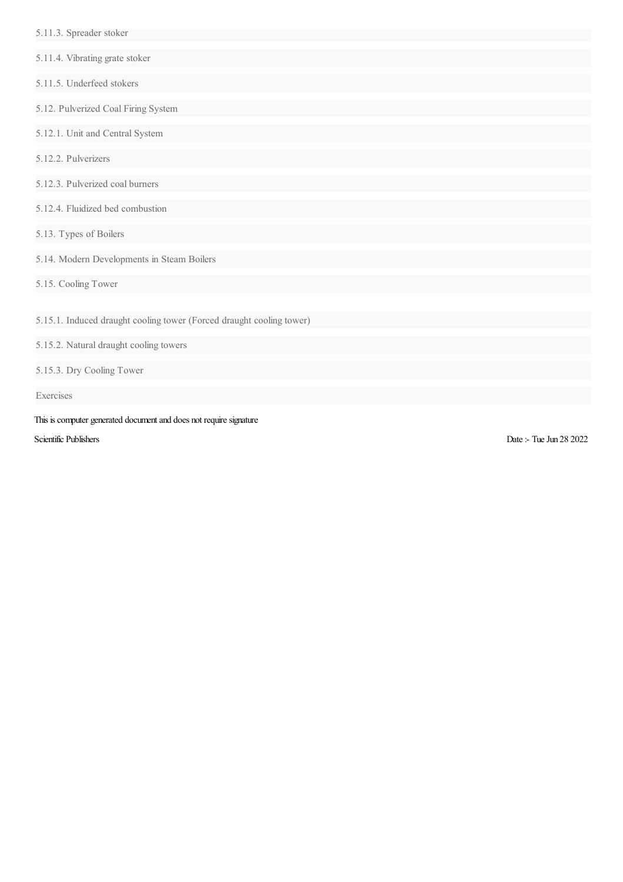5.11.3. Spreader stoker

5.11.4. Vibrating grate stoker

5.11.5. Underfeed stokers

5.12. Pulverized Coal Firing System

5.12.1. Unit and Central System

5.12.2. Pulverizers

5.12.3. Pulverized coal burners

5.12.4. Fluidized bed combustion

5.13. Types of Boilers

5.14. Modern Developments in Steam Boilers

5.15. Cooling Tower

5.15.1. Induced draught cooling tower (Forced draught cooling tower)

5.15.2. Natural draught cooling towers

5.15.3. Dry Cooling Tower

Exercises

This is computer generated document and does not require signature

Scientific Publishers

Date :- Tue Jun 28 2022